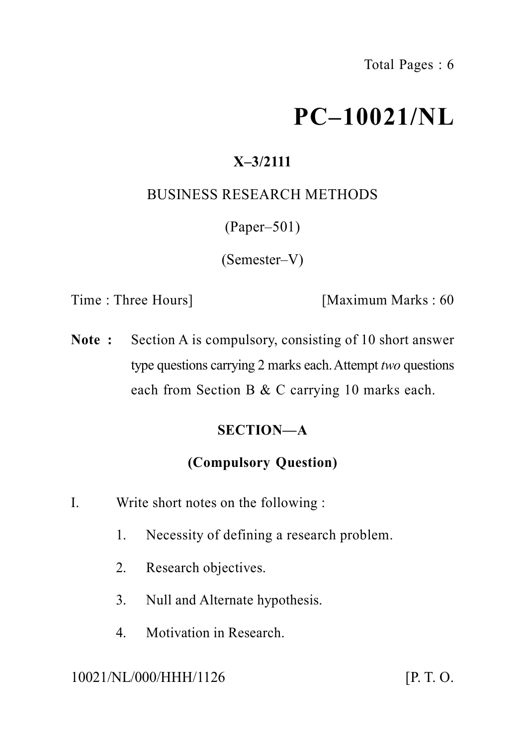Total Pages : 6

# PC–10021/NL

**X–3/2111**

BUSINESS RESEARCH METHODS

(Paper–501)

(Semester–V)

Time : Three Hours] [Maximum Marks : 60

**Note :** Section A is compulsory, consisting of 10 short answer type questions carrying 2 marks each. Attempt *two* questions each from Section B & C carrying 10 marks each.

## SECTION—A

### (Compulsory Question)

I. Write short notes on the following :

1. Necessity of defining a research problem.
2. Research objectives.
3. Null and Alternate hypothesis.
4. Motivation in Research.

10021/NL/000/HHH/1126 [P. T. O.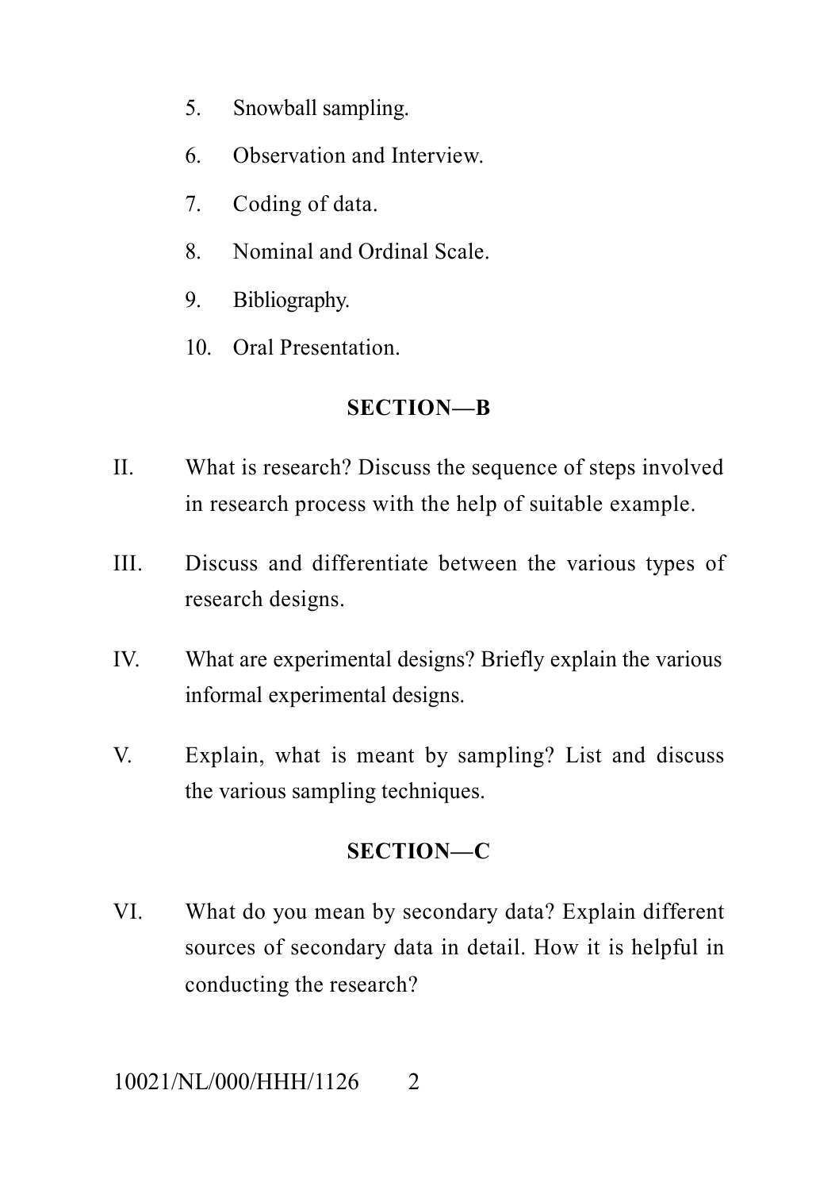5. Snowball sampling.
6. Observation and Interview.
7. Coding of data.
8. Nominal and Ordinal Scale.
9. Bibliography.
10. Oral Presentation.

## SECTION—B

II. What is research? Discuss the sequence of steps involved in research process with the help of suitable example.

III. Discuss and differentiate between the various types of research designs.

IV. What are experimental designs? Briefly explain the various informal experimental designs.

V. Explain, what is meant by sampling? List and discuss the various sampling techniques.

## SECTION—C

VI. What do you mean by secondary data? Explain different sources of secondary data in detail. How it is helpful in conducting the research?

10021/NL/000/HHH/1126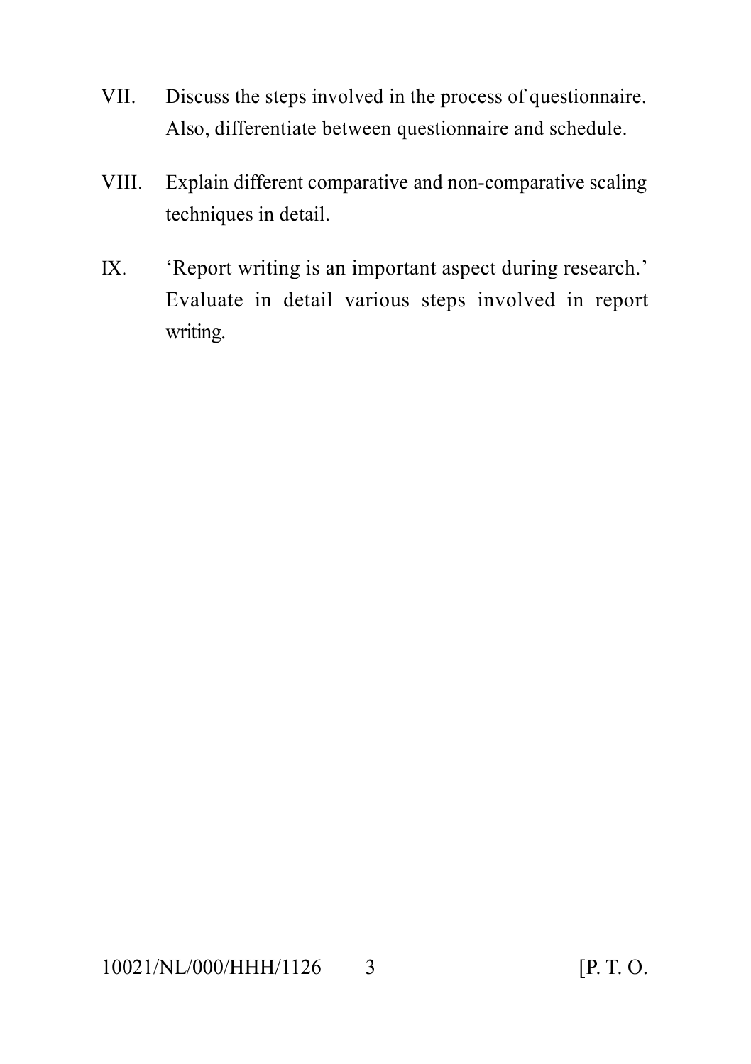VII. Discuss the steps involved in the process of questionnaire. Also, differentiate between questionnaire and schedule.

VIII. Explain different comparative and non-comparative scaling techniques in detail.

IX. 'Report writing is an important aspect during research.' Evaluate in detail various steps involved in report writing.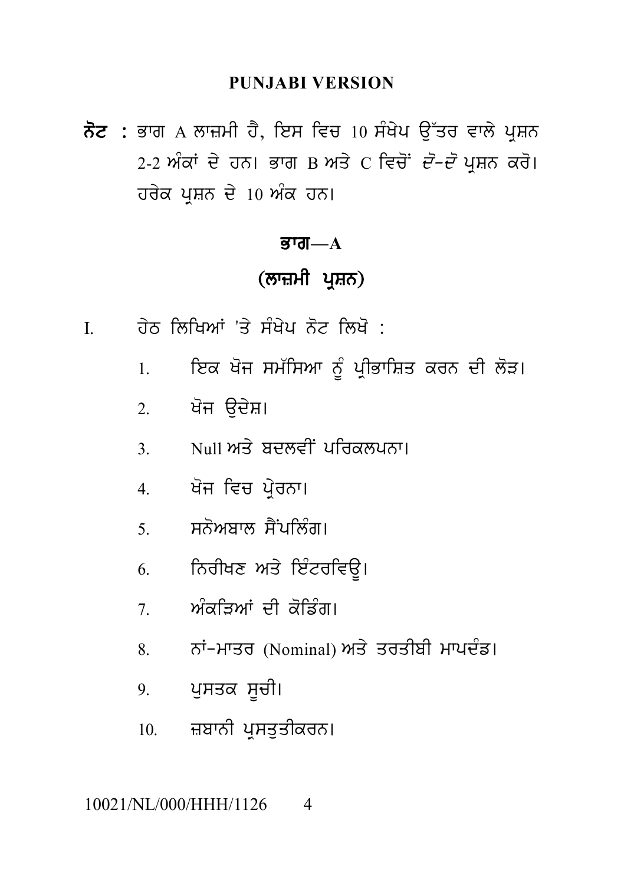## PUNJABI VERSION

**ਨੋਟ** : ਭਾਗ A ਲਾਜ਼ਮੀ ਹੈ, ਇਸ ਵਿਚ 10 ਸੰਖੇਪ ਉੱਤਰ ਵਾਲੇ ਪ੍ਰਸ਼ਨ 2-2 ਅੰਕਾਂ ਦੇ ਹਨ। ਭਾਗ B ਅਤੇ C ਵਿਚੋਂ *ਦੋ-ਦੋ* ਪ੍ਰਸ਼ਨ ਕਰੋ। ਹਰੇਕ ਪ੍ਰਸ਼ਨ ਦੇ 10 ਅੰਕ ਹਨ।

### ਭਾਗ—A

### (ਲਾਜ਼ਮੀ ਪ੍ਰਸ਼ਨ)

I. ਹੇਠ ਲਿਖਿਆਂ 'ਤੇ ਸੰਖੇਪ ਨੋਟ ਲਿਖੋ :

1. ਇਕ ਖੋਜ ਸਮੱਸਿਆ ਨੂੰ ਪ੍ਰੀਭਾਸ਼ਿਤ ਕਰਨ ਦੀ ਲੋੜ।
2. ਖੋਜ ਉਦੇਸ਼।
3. Null ਅਤੇ ਬਦਲਵੀਂ ਪਰਿਕਲਪਨਾ।
4. ਖੋਜ ਵਿਚ ਪ੍ਰੇਰਨਾ।
5. ਸਨੋਅਬਾਲ ਸੈਂਪਲਿੰਗ।
6. ਨਿਰੀਖਣ ਅਤੇ ਇੰਟਰਵਿਊ।
7. ਅੰਕੜਿਆਂ ਦੀ ਕੋਡਿੰਗ।
8. ਨਾਂ-ਮਾਤਰ (Nominal) ਅਤੇ ਤਰਤੀਬੀ ਮਾਪਦੰਡ।
9. ਪੁਸਤਕ ਸੂਚੀ।
10. ਜ਼ਬਾਨੀ ਪ੍ਰਸਤੁਤੀਕਰਨ।

10021/NL/000/HHH/1126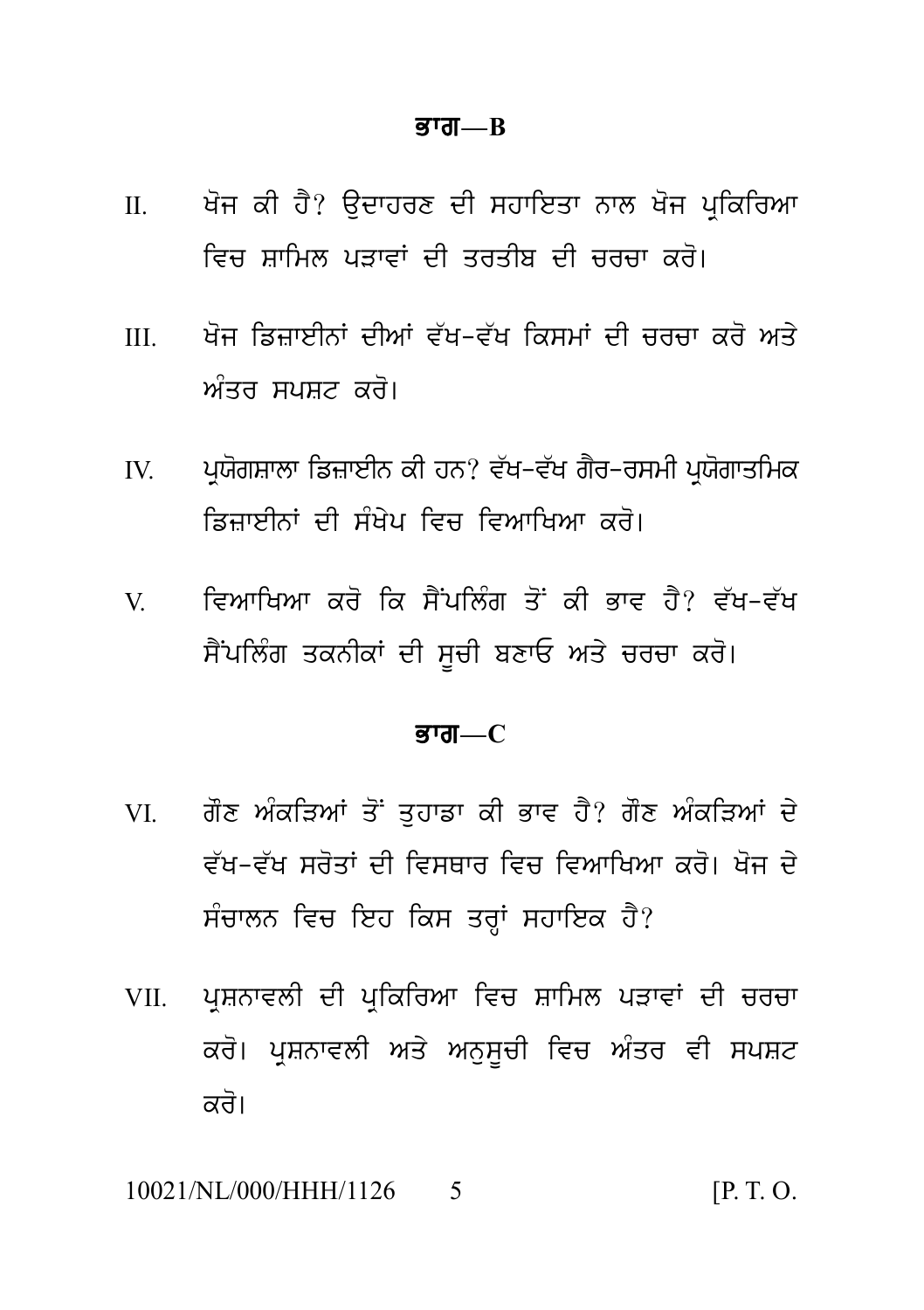## ਭਾਗ—B

II. ਖੋਜ ਕੀ ਹੈ? ਉਦਾਹਰਣ ਦੀ ਸਹਾਇਤਾ ਨਾਲ ਖੋਜ ਪ੍ਰਕਿਰਿਆ ਵਿਚ ਸ਼ਾਮਿਲ ਪੜਾਵਾਂ ਦੀ ਤਰਤੀਬ ਦੀ ਚਰਚਾ ਕਰੋ।

III. ਖੋਜ ਡਿਜ਼ਾਈਨਾਂ ਦੀਆਂ ਵੱਖ-ਵੱਖ ਕਿਸਮਾਂ ਦੀ ਚਰਚਾ ਕਰੋ ਅਤੇ ਅੰਤਰ ਸਪਸ਼ਟ ਕਰੋ।

IV. ਪ੍ਰਯੋਗਸ਼ਾਲਾ ਡਿਜ਼ਾਈਨ ਕੀ ਹਨ? ਵੱਖ-ਵੱਖ ਗੈਰ-ਰਸਮੀ ਪ੍ਰਯੋਗਾਤਮਿਕ ਡਿਜ਼ਾਈਨਾਂ ਦੀ ਸੰਖੇਪ ਵਿਚ ਵਿਆਖਿਆ ਕਰੋ।

V. ਵਿਆਖਿਆ ਕਰੋ ਕਿ ਸੈਂਪਲਿੰਗ ਤੋਂ ਕੀ ਭਾਵ ਹੈ? ਵੱਖ-ਵੱਖ ਸੈਂਪਲਿੰਗ ਤਕਨੀਕਾਂ ਦੀ ਸੂਚੀ ਬਣਾਓ ਅਤੇ ਚਰਚਾ ਕਰੋ।

## ਭਾਗ—C

VI. ਗੌਣ ਅੰਕੜਿਆਂ ਤੋਂ ਤੁਹਾਡਾ ਕੀ ਭਾਵ ਹੈ? ਗੌਣ ਅੰਕੜਿਆਂ ਦੇ ਵੱਖ-ਵੱਖ ਸਰੋਤਾਂ ਦੀ ਵਿਸਥਾਰ ਵਿਚ ਵਿਆਖਿਆ ਕਰੋ। ਖੋਜ ਦੇ ਸੰਚਾਲਨ ਵਿਚ ਇਹ ਕਿਸ ਤਰ੍ਹਾਂ ਸਹਾਇਕ ਹੈ?

VII. ਪ੍ਰਸ਼ਨਾਵਲੀ ਦੀ ਪ੍ਰਕਿਰਿਆ ਵਿਚ ਸ਼ਾਮਿਲ ਪੜਾਵਾਂ ਦੀ ਚਰਚਾ ਕਰੋ। ਪ੍ਰਸ਼ਨਾਵਲੀ ਅਤੇ ਅਨੁਸੂਚੀ ਵਿਚ ਅੰਤਰ ਵੀ ਸਪਸ਼ਟ ਕਰੋ।

10021/NL/000/HHH/1126 [P. T. O.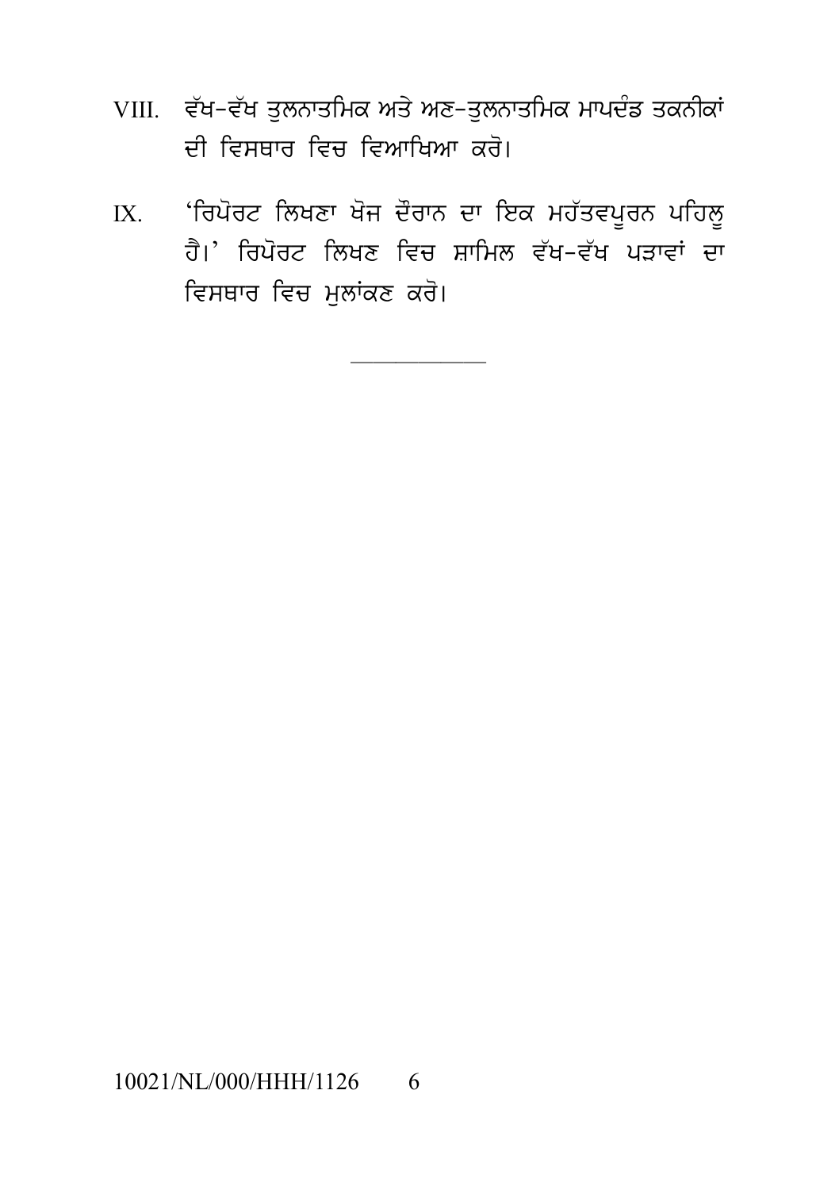VIII. ਵੱਖ-ਵੱਖ ਤੁਲਨਾਤਮਿਕ ਅਤੇ ਅਣ-ਤੁਲਨਾਤਮਿਕ ਮਾਪਦੰਡ ਤਕਨੀਕਾਂ ਦੀ ਵਿਸਥਾਰ ਵਿਚ ਵਿਆਖਿਆ ਕਰੋ।

IX. 'ਰਿਪੋਰਟ ਲਿਖਣਾ ਖੋਜ ਦੌਰਾਨ ਦਾ ਇਕ ਮਹੱਤਵਪੂਰਨ ਪਹਿਲੂ ਹੈ।' ਰਿਪੋਰਟ ਲਿਖਣ ਵਿਚ ਸ਼ਾਮਿਲ ਵੱਖ-ਵੱਖ ਪੜਾਵਾਂ ਦਾ ਵਿਸਥਾਰ ਵਿਚ ਮੁਲਾਂਕਣ ਕਰੋ।

---

10021/NL/000/HHH/1126